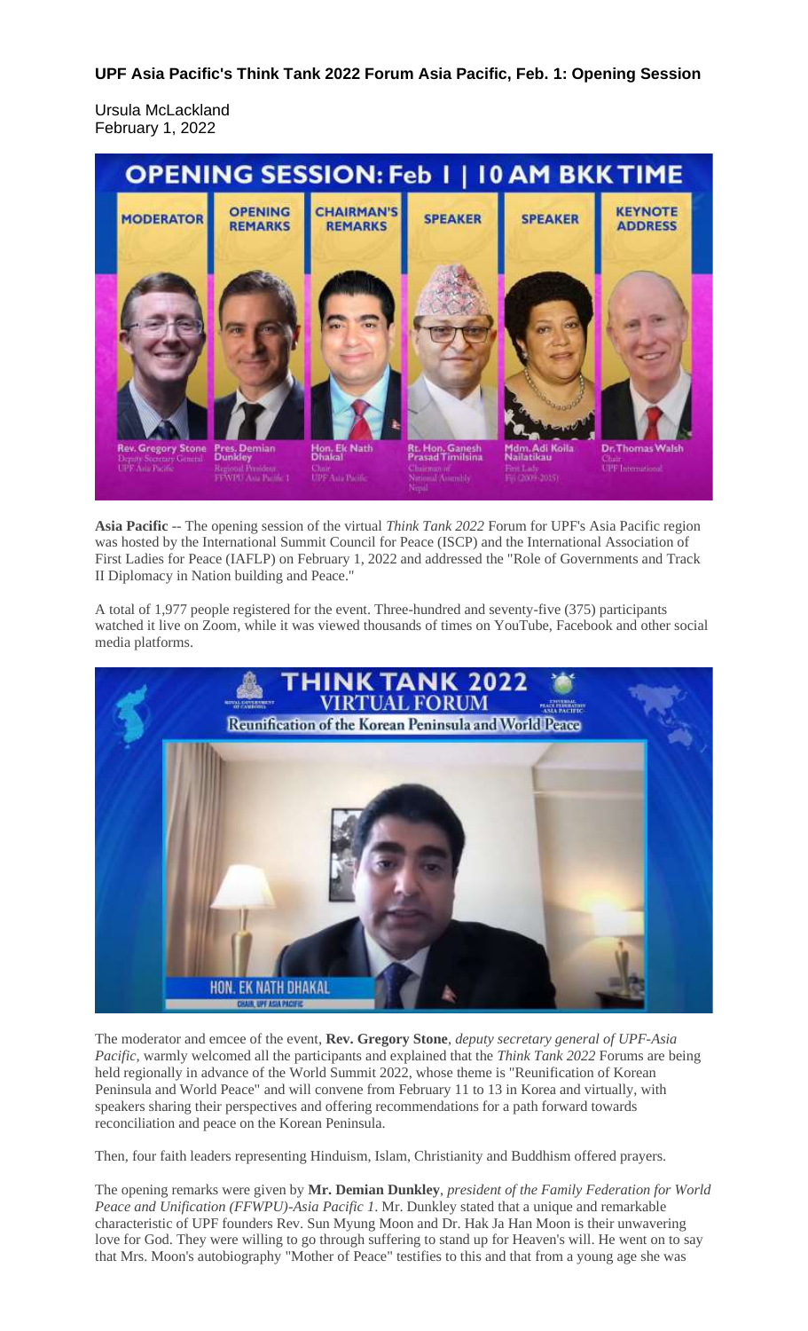**UPF Asia Pacific's Think Tank 2022 Forum Asia Pacific, Feb. 1: Opening Session**

Ursula McLackland
February 1, 2022

**Asia Pacific** -- The opening session of the virtual *Think Tank 2022* Forum for UPF's Asia Pacific region was hosted by the International Summit Council for Peace (ISCP) and the International Association of First Ladies for Peace (IAFLP) on February 1, 2022 and addressed the "Role of Governments and Track II Diplomacy in Nation building and Peace."

A total of 1,977 people registered for the event. Three-hundred and seventy-five (375) participants watched it live on Zoom, while it was viewed thousands of times on YouTube, Facebook and other social media platforms.

The moderator and emcee of the event, **Rev. Gregory Stone**, *deputy secretary general of UPF-Asia Pacific,* warmly welcomed all the participants and explained that the *Think Tank 2022* Forums are being held regionally in advance of the World Summit 2022, whose theme is "Reunification of Korean Peninsula and World Peace" and will convene from February 11 to 13 in Korea and virtually, with speakers sharing their perspectives and offering recommendations for a path forward towards reconciliation and peace on the Korean Peninsula.

Then, four faith leaders representing Hinduism, Islam, Christianity and Buddhism offered prayers.

The opening remarks were given by **Mr. Demian Dunkley**, *president of the Family Federation for World Peace and Unification (FFWPU)-Asia Pacific 1*. Mr. Dunkley stated that a unique and remarkable characteristic of UPF founders Rev. Sun Myung Moon and Dr. Hak Ja Han Moon is their unwavering love for God. They were willing to go through suffering to stand up for Heaven's will. He went on to say that Mrs. Moon's autobiography "Mother of Peace" testifies to this and that from a young age she was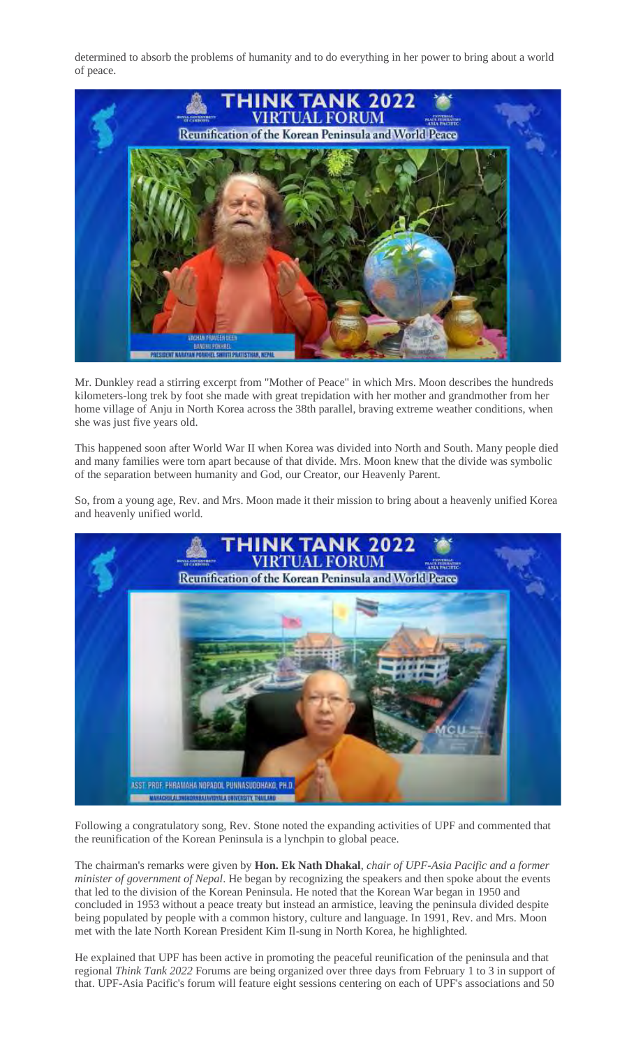determined to absorb the problems of humanity and to do everything in her power to bring about a world of peace.

Mr. Dunkley read a stirring excerpt from "Mother of Peace" in which Mrs. Moon describes the hundreds kilometers-long trek by foot she made with great trepidation with her mother and grandmother from her home village of Anju in North Korea across the 38th parallel, braving extreme weather conditions, when she was just five years old.

This happened soon after World War II when Korea was divided into North and South. Many people died and many families were torn apart because of that divide. Mrs. Moon knew that the divide was symbolic of the separation between humanity and God, our Creator, our Heavenly Parent.

So, from a young age, Rev. and Mrs. Moon made it their mission to bring about a heavenly unified Korea and heavenly unified world.

Following a congratulatory song, Rev. Stone noted the expanding activities of UPF and commented that the reunification of the Korean Peninsula is a lynchpin to global peace.

The chairman's remarks were given by **Hon. Ek Nath Dhakal**, *chair of UPF-Asia Pacific and a former minister of government of Nepal*. He began by recognizing the speakers and then spoke about the events that led to the division of the Korean Peninsula. He noted that the Korean War began in 1950 and concluded in 1953 without a peace treaty but instead an armistice, leaving the peninsula divided despite being populated by people with a common history, culture and language. In 1991, Rev. and Mrs. Moon met with the late North Korean President Kim Il-sung in North Korea, he highlighted.

He explained that UPF has been active in promoting the peaceful reunification of the peninsula and that regional *Think Tank 2022* Forums are being organized over three days from February 1 to 3 in support of that. UPF-Asia Pacific's forum will feature eight sessions centering on each of UPF's associations and 50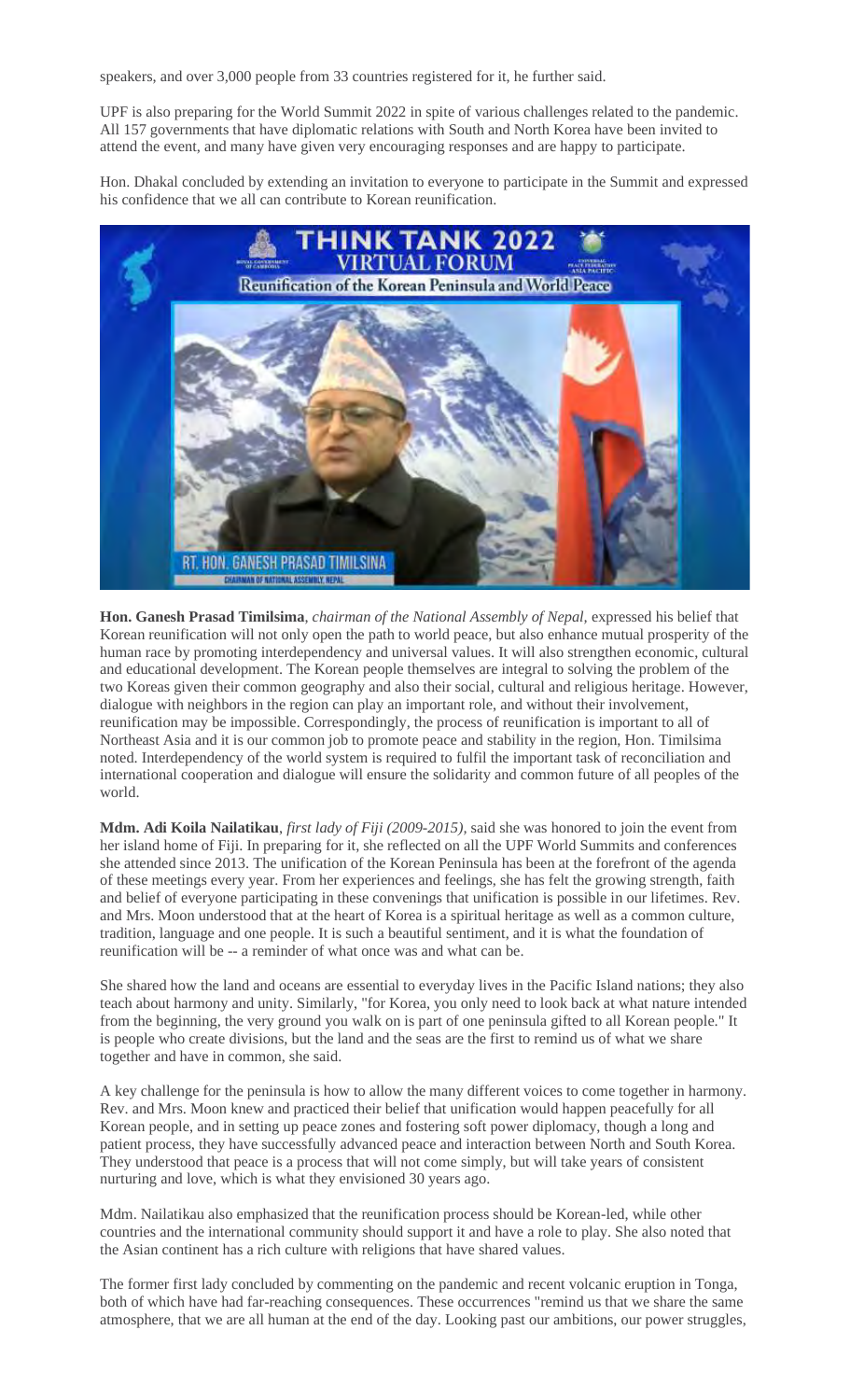speakers, and over 3,000 people from 33 countries registered for it, he further said.

UPF is also preparing for the World Summit 2022 in spite of various challenges related to the pandemic. All 157 governments that have diplomatic relations with South and North Korea have been invited to attend the event, and many have given very encouraging responses and are happy to participate.

Hon. Dhakal concluded by extending an invitation to everyone to participate in the Summit and expressed his confidence that we all can contribute to Korean reunification.

**Hon. Ganesh Prasad Timilsima**, *chairman of the National Assembly of Nepal*, expressed his belief that Korean reunification will not only open the path to world peace, but also enhance mutual prosperity of the human race by promoting interdependency and universal values. It will also strengthen economic, cultural and educational development. The Korean people themselves are integral to solving the problem of the two Koreas given their common geography and also their social, cultural and religious heritage. However, dialogue with neighbors in the region can play an important role, and without their involvement, reunification may be impossible. Correspondingly, the process of reunification is important to all of Northeast Asia and it is our common job to promote peace and stability in the region, Hon. Timilsima noted. Interdependency of the world system is required to fulfil the important task of reconciliation and international cooperation and dialogue will ensure the solidarity and common future of all peoples of the world.

**Mdm. Adi Koila Nailatikau**, *first lady of Fiji (2009-2015)*, said she was honored to join the event from her island home of Fiji. In preparing for it, she reflected on all the UPF World Summits and conferences she attended since 2013. The unification of the Korean Peninsula has been at the forefront of the agenda of these meetings every year. From her experiences and feelings, she has felt the growing strength, faith and belief of everyone participating in these convenings that unification is possible in our lifetimes. Rev. and Mrs. Moon understood that at the heart of Korea is a spiritual heritage as well as a common culture, tradition, language and one people. It is such a beautiful sentiment, and it is what the foundation of reunification will be -- a reminder of what once was and what can be.

She shared how the land and oceans are essential to everyday lives in the Pacific Island nations; they also teach about harmony and unity. Similarly, "for Korea, you only need to look back at what nature intended from the beginning, the very ground you walk on is part of one peninsula gifted to all Korean people." It is people who create divisions, but the land and the seas are the first to remind us of what we share together and have in common, she said.

A key challenge for the peninsula is how to allow the many different voices to come together in harmony. Rev. and Mrs. Moon knew and practiced their belief that unification would happen peacefully for all Korean people, and in setting up peace zones and fostering soft power diplomacy, though a long and patient process, they have successfully advanced peace and interaction between North and South Korea. They understood that peace is a process that will not come simply, but will take years of consistent nurturing and love, which is what they envisioned 30 years ago.

Mdm. Nailatikau also emphasized that the reunification process should be Korean-led, while other countries and the international community should support it and have a role to play. She also noted that the Asian continent has a rich culture with religions that have shared values.

The former first lady concluded by commenting on the pandemic and recent volcanic eruption in Tonga, both of which have had far-reaching consequences. These occurrences "remind us that we share the same atmosphere, that we are all human at the end of the day. Looking past our ambitions, our power struggles,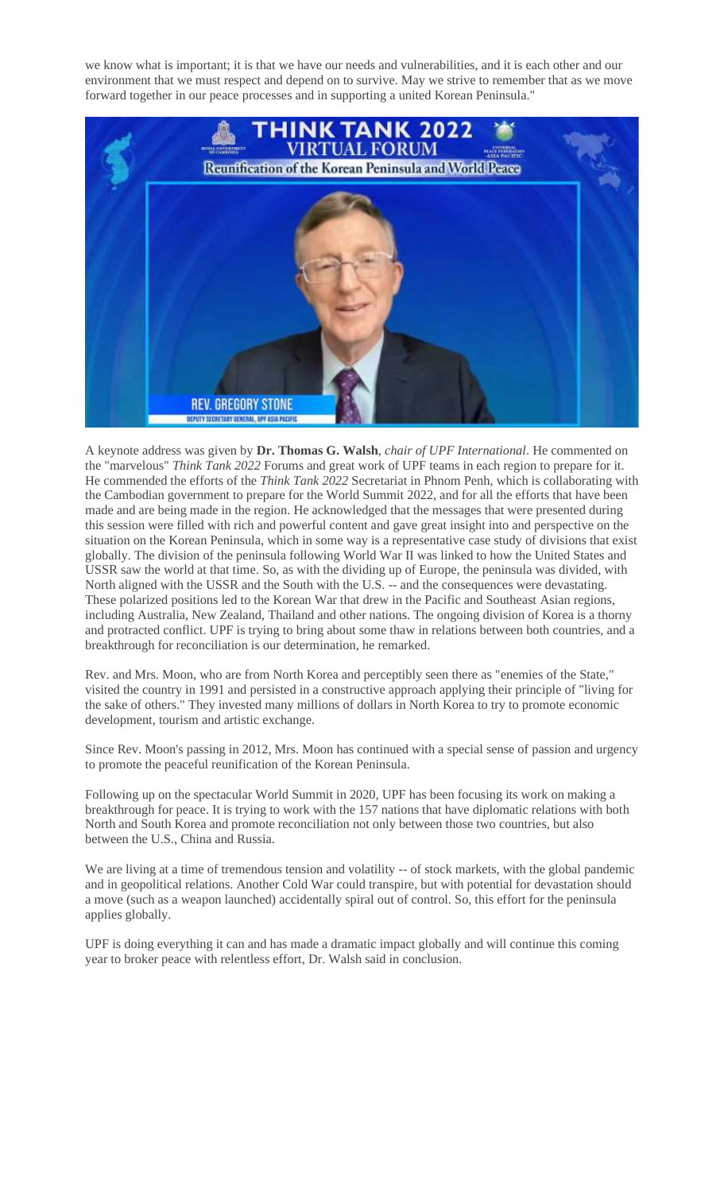we know what is important; it is that we have our needs and vulnerabilities, and it is each other and our environment that we must respect and depend on to survive. May we strive to remember that as we move forward together in our peace processes and in supporting a united Korean Peninsula."

A keynote address was given by **Dr. Thomas G. Walsh**, *chair of UPF International*. He commented on the "marvelous" *Think Tank 2022* Forums and great work of UPF teams in each region to prepare for it. He commended the efforts of the *Think Tank 2022* Secretariat in Phnom Penh, which is collaborating with the Cambodian government to prepare for the World Summit 2022, and for all the efforts that have been made and are being made in the region. He acknowledged that the messages that were presented during this session were filled with rich and powerful content and gave great insight into and perspective on the situation on the Korean Peninsula, which in some way is a representative case study of divisions that exist globally. The division of the peninsula following World War II was linked to how the United States and USSR saw the world at that time. So, as with the dividing up of Europe, the peninsula was divided, with North aligned with the USSR and the South with the U.S. -- and the consequences were devastating. These polarized positions led to the Korean War that drew in the Pacific and Southeast Asian regions, including Australia, New Zealand, Thailand and other nations. The ongoing division of Korea is a thorny and protracted conflict. UPF is trying to bring about some thaw in relations between both countries, and a breakthrough for reconciliation is our determination, he remarked.

Rev. and Mrs. Moon, who are from North Korea and perceptibly seen there as "enemies of the State," visited the country in 1991 and persisted in a constructive approach applying their principle of "living for the sake of others." They invested many millions of dollars in North Korea to try to promote economic development, tourism and artistic exchange.

Since Rev. Moon's passing in 2012, Mrs. Moon has continued with a special sense of passion and urgency to promote the peaceful reunification of the Korean Peninsula.

Following up on the spectacular World Summit in 2020, UPF has been focusing its work on making a breakthrough for peace. It is trying to work with the 157 nations that have diplomatic relations with both North and South Korea and promote reconciliation not only between those two countries, but also between the U.S., China and Russia.

We are living at a time of tremendous tension and volatility -- of stock markets, with the global pandemic and in geopolitical relations. Another Cold War could transpire, but with potential for devastation should a move (such as a weapon launched) accidentally spiral out of control. So, this effort for the peninsula applies globally.

UPF is doing everything it can and has made a dramatic impact globally and will continue this coming year to broker peace with relentless effort, Dr. Walsh said in conclusion.